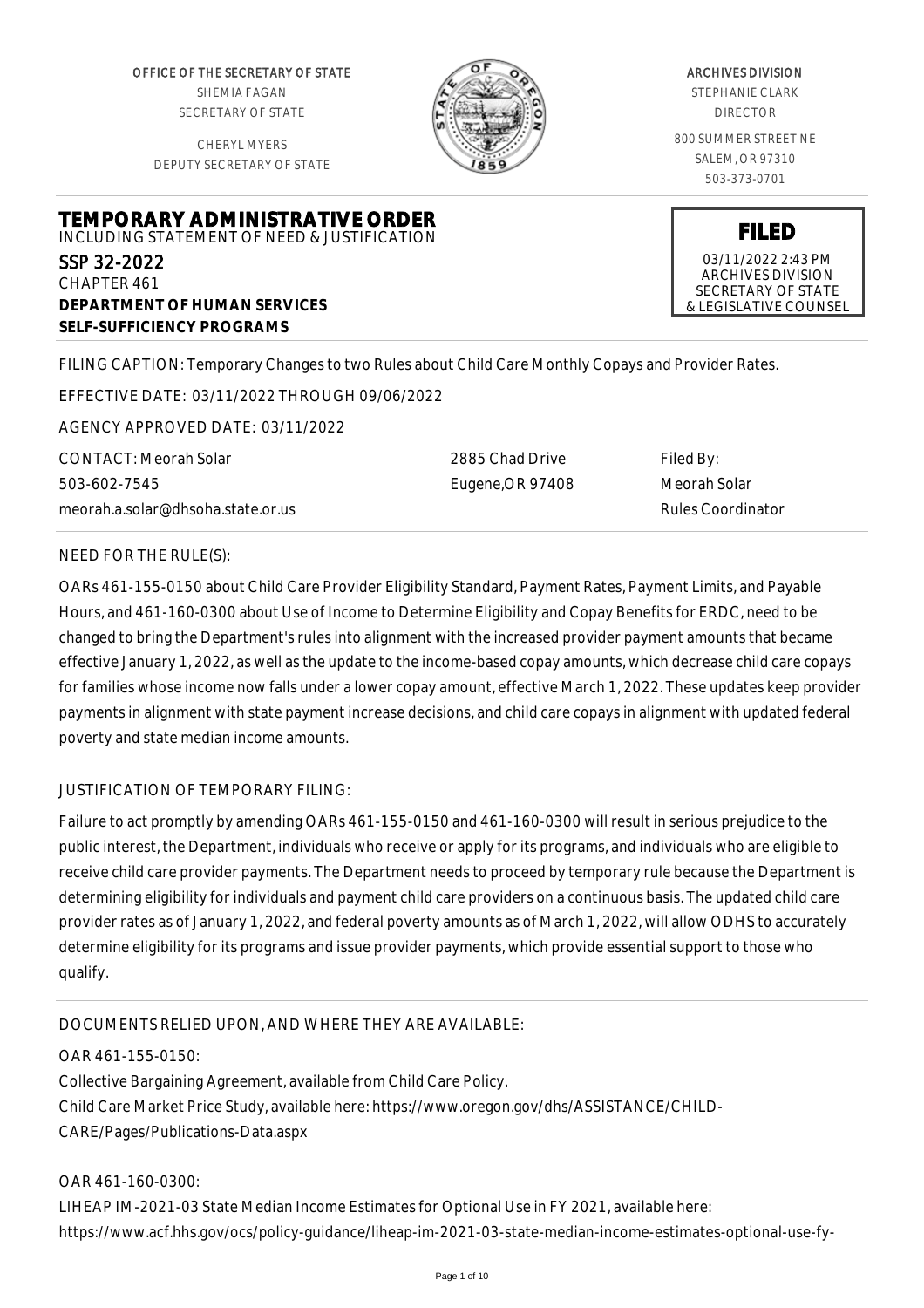OFFICE OF THE SECRETARY OF STATE
SHEMIA FAGAN
SECRETARY OF STATE

CHERYL MYERS
DEPUTY SECRETARY OF STATE

ARCHIVES DIVISION
STEPHANIE CLARK
DIRECTOR

800 SUMMER STREET NE
SALEM, OR 97310
503-373-0701

**FILED**
03/11/2022 2:43 PM
ARCHIVES DIVISION
SECRETARY OF STATE
& LEGISLATIVE COUNSEL

# TEMPORARY ADMINISTRATIVE ORDER

INCLUDING STATEMENT OF NEED & JUSTIFICATION

SSP 32-2022
CHAPTER 461
**DEPARTMENT OF HUMAN SERVICES**
**SELF-SUFFICIENCY PROGRAMS**

FILING CAPTION: Temporary Changes to two Rules about Child Care Monthly Copays and Provider Rates.

EFFECTIVE DATE: 03/11/2022 THROUGH 09/06/2022

AGENCY APPROVED DATE: 03/11/2022

CONTACT: Meorah Solar
503-602-7545
meorah.a.solar@dhsoha.state.or.us

2885 Chad Drive
Eugene,OR 97408

Filed By:
Meorah Solar
Rules Coordinator

NEED FOR THE RULE(S):

OARs 461-155-0150 about Child Care Provider Eligibility Standard, Payment Rates, Payment Limits, and Payable Hours, and 461-160-0300 about Use of Income to Determine Eligibility and Copay Benefits for ERDC, need to be changed to bring the Department's rules into alignment with the increased provider payment amounts that became effective January 1, 2022, as well as the update to the income-based copay amounts, which decrease child care copays for families whose income now falls under a lower copay amount, effective March 1, 2022. These updates keep provider payments in alignment with state payment increase decisions, and child care copays in alignment with updated federal poverty and state median income amounts.

JUSTIFICATION OF TEMPORARY FILING:

Failure to act promptly by amending OARs 461-155-0150 and 461-160-0300 will result in serious prejudice to the public interest, the Department, individuals who receive or apply for its programs, and individuals who are eligible to receive child care provider payments. The Department needs to proceed by temporary rule because the Department is determining eligibility for individuals and payment child care providers on a continuous basis. The updated child care provider rates as of January 1, 2022, and federal poverty amounts as of March 1, 2022, will allow ODHS to accurately determine eligibility for its programs and issue provider payments, which provide essential support to those who qualify.

DOCUMENTS RELIED UPON, AND WHERE THEY ARE AVAILABLE:

OAR 461-155-0150:
Collective Bargaining Agreement, available from Child Care Policy.
Child Care Market Price Study, available here: https://www.oregon.gov/dhs/ASSISTANCE/CHILD-CARE/Pages/Publications-Data.aspx

OAR 461-160-0300:
LIHEAP IM-2021-03 State Median Income Estimates for Optional Use in FY 2021, available here:
https://www.acf.hhs.gov/ocs/policy-guidance/liheap-im-2021-03-state-median-income-estimates-optional-use-fy-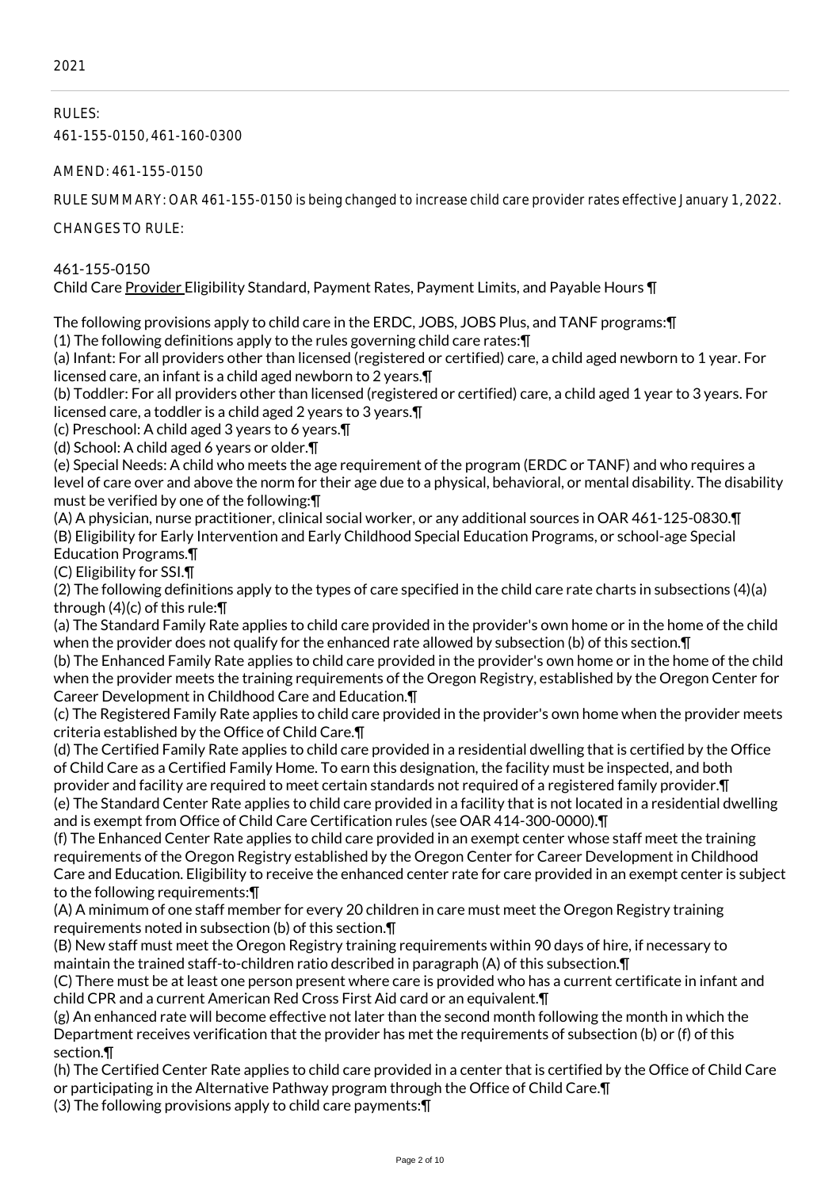2021

RULES:

461-155-0150, 461-160-0300

AMEND: 461-155-0150

RULE SUMMARY: OAR 461-155-0150 is being changed to increase child care provider rates effective January 1, 2022.

CHANGES TO RULE:

461-155-0150

Child Care Provider Eligibility Standard, Payment Rates, Payment Limits, and Payable Hours ¶

The following provisions apply to child care in the ERDC, JOBS, JOBS Plus, and TANF programs:¶

(1) The following definitions apply to the rules governing child care rates:¶

(a) Infant: For all providers other than licensed (registered or certified) care, a child aged newborn to 1 year. For licensed care, an infant is a child aged newborn to 2 years.¶

(b) Toddler: For all providers other than licensed (registered or certified) care, a child aged 1 year to 3 years. For licensed care, a toddler is a child aged 2 years to 3 years.¶

(c) Preschool: A child aged 3 years to 6 years.¶

(d) School: A child aged 6 years or older.¶

(e) Special Needs: A child who meets the age requirement of the program (ERDC or TANF) and who requires a level of care over and above the norm for their age due to a physical, behavioral, or mental disability. The disability must be verified by one of the following:¶

(A) A physician, nurse practitioner, clinical social worker, or any additional sources in OAR 461-125-0830.¶

(B) Eligibility for Early Intervention and Early Childhood Special Education Programs, or school-age Special Education Programs.¶

(C) Eligibility for SSI.¶

(2) The following definitions apply to the types of care specified in the child care rate charts in subsections (4)(a) through (4)(c) of this rule:¶

(a) The Standard Family Rate applies to child care provided in the provider's own home or in the home of the child when the provider does not qualify for the enhanced rate allowed by subsection (b) of this section.¶

(b) The Enhanced Family Rate applies to child care provided in the provider's own home or in the home of the child when the provider meets the training requirements of the Oregon Registry, established by the Oregon Center for Career Development in Childhood Care and Education.¶

(c) The Registered Family Rate applies to child care provided in the provider's own home when the provider meets criteria established by the Office of Child Care.¶

(d) The Certified Family Rate applies to child care provided in a residential dwelling that is certified by the Office of Child Care as a Certified Family Home. To earn this designation, the facility must be inspected, and both provider and facility are required to meet certain standards not required of a registered family provider.¶

(e) The Standard Center Rate applies to child care provided in a facility that is not located in a residential dwelling and is exempt from Office of Child Care Certification rules (see OAR 414-300-0000).¶

(f) The Enhanced Center Rate applies to child care provided in an exempt center whose staff meet the training requirements of the Oregon Registry established by the Oregon Center for Career Development in Childhood Care and Education. Eligibility to receive the enhanced center rate for care provided in an exempt center is subject to the following requirements:¶

(A) A minimum of one staff member for every 20 children in care must meet the Oregon Registry training requirements noted in subsection (b) of this section.¶

(B) New staff must meet the Oregon Registry training requirements within 90 days of hire, if necessary to maintain the trained staff-to-children ratio described in paragraph (A) of this subsection.¶

(C) There must be at least one person present where care is provided who has a current certificate in infant and child CPR and a current American Red Cross First Aid card or an equivalent.¶

(g) An enhanced rate will become effective not later than the second month following the month in which the Department receives verification that the provider has met the requirements of subsection (b) or (f) of this section.¶

(h) The Certified Center Rate applies to child care provided in a center that is certified by the Office of Child Care or participating in the Alternative Pathway program through the Office of Child Care.¶

(3) The following provisions apply to child care payments:¶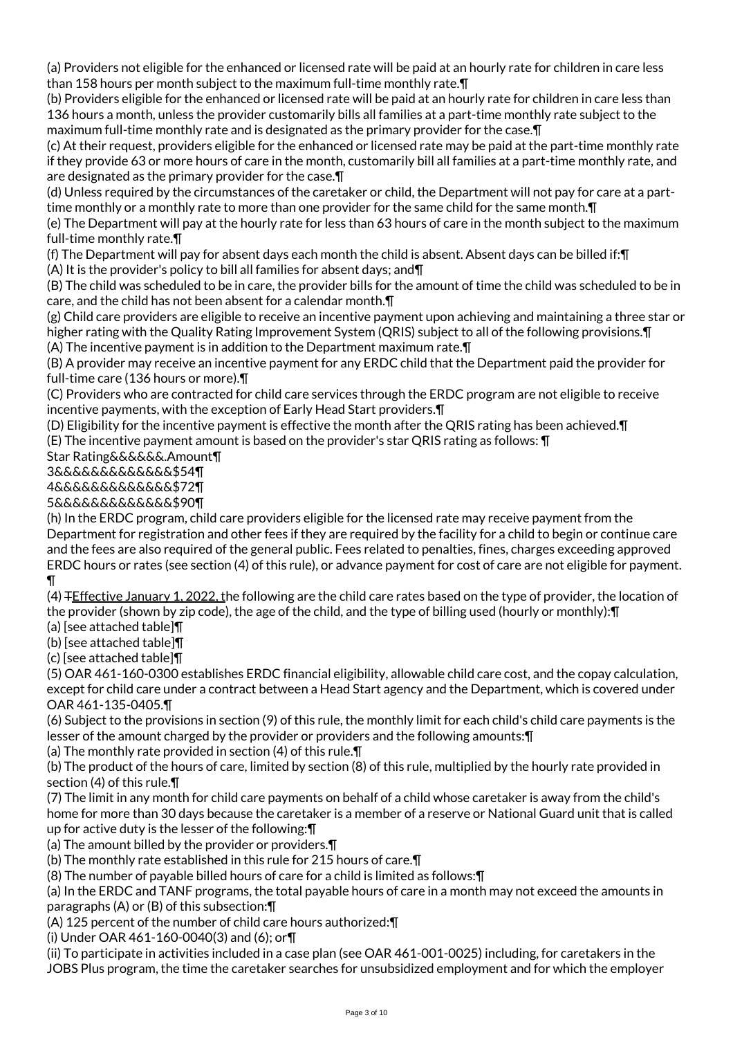(a) Providers not eligible for the enhanced or licensed rate will be paid at an hourly rate for children in care less than 158 hours per month subject to the maximum full-time monthly rate.¶

(b) Providers eligible for the enhanced or licensed rate will be paid at an hourly rate for children in care less than 136 hours a month, unless the provider customarily bills all families at a part-time monthly rate subject to the maximum full-time monthly rate and is designated as the primary provider for the case.¶

(c) At their request, providers eligible for the enhanced or licensed rate may be paid at the part-time monthly rate if they provide 63 or more hours of care in the month, customarily bill all families at a part-time monthly rate, and are designated as the primary provider for the case.¶

(d) Unless required by the circumstances of the caretaker or child, the Department will not pay for care at a part-time monthly or a monthly rate to more than one provider for the same child for the same month.¶

(e) The Department will pay at the hourly rate for less than 63 hours of care in the month subject to the maximum full-time monthly rate.¶

(f) The Department will pay for absent days each month the child is absent. Absent days can be billed if:¶

(A) It is the provider's policy to bill all families for absent days; and¶

(B) The child was scheduled to be in care, the provider bills for the amount of time the child was scheduled to be in care, and the child has not been absent for a calendar month.¶

(g) Child care providers are eligible to receive an incentive payment upon achieving and maintaining a three star or higher rating with the Quality Rating Improvement System (QRIS) subject to all of the following provisions.¶

(A) The incentive payment is in addition to the Department maximum rate.¶

(B) A provider may receive an incentive payment for any ERDC child that the Department paid the provider for full-time care (136 hours or more).¶

(C) Providers who are contracted for child care services through the ERDC program are not eligible to receive incentive payments, with the exception of Early Head Start providers.¶

(D) Eligibility for the incentive payment is effective the month after the QRIS rating has been achieved.¶

(E) The incentive payment amount is based on the provider's star QRIS rating as follows: ¶

Star Rating&&&&&&.Amount¶
3&&&&&&&&&&&&&&$54¶
4&&&&&&&&&&&&&$72¶
5&&&&&&&&&&&&&$90¶

(h) In the ERDC program, child care providers eligible for the licensed rate may receive payment from the Department for registration and other fees if they are required by the facility for a child to begin or continue care and the fees are also required of the general public. Fees related to penalties, fines, charges exceeding approved ERDC hours or rates (see section (4) of this rule), or advance payment for cost of care are not eligible for payment. ¶

(4) ~~T~~Effective January 1, 2022, the following are the child care rates based on the type of provider, the location of the provider (shown by zip code), the age of the child, and the type of billing used (hourly or monthly):¶

(a) [see attached table]¶

(b) [see attached table]¶

(c) [see attached table]¶

(5) OAR 461-160-0300 establishes ERDC financial eligibility, allowable child care cost, and the copay calculation, except for child care under a contract between a Head Start agency and the Department, which is covered under OAR 461-135-0405.¶

(6) Subject to the provisions in section (9) of this rule, the monthly limit for each child's child care payments is the lesser of the amount charged by the provider or providers and the following amounts:¶

(a) The monthly rate provided in section (4) of this rule.¶

(b) The product of the hours of care, limited by section (8) of this rule, multiplied by the hourly rate provided in section (4) of this rule.¶

(7) The limit in any month for child care payments on behalf of a child whose caretaker is away from the child's home for more than 30 days because the caretaker is a member of a reserve or National Guard unit that is called up for active duty is the lesser of the following:¶

(a) The amount billed by the provider or providers.¶

(b) The monthly rate established in this rule for 215 hours of care.¶

(8) The number of payable billed hours of care for a child is limited as follows:¶

(a) In the ERDC and TANF programs, the total payable hours of care in a month may not exceed the amounts in paragraphs (A) or (B) of this subsection:¶

(A) 125 percent of the number of child care hours authorized:¶

(i) Under OAR 461-160-0040(3) and (6); or¶

(ii) To participate in activities included in a case plan (see OAR 461-001-0025) including, for caretakers in the JOBS Plus program, the time the caretaker searches for unsubsidized employment and for which the employer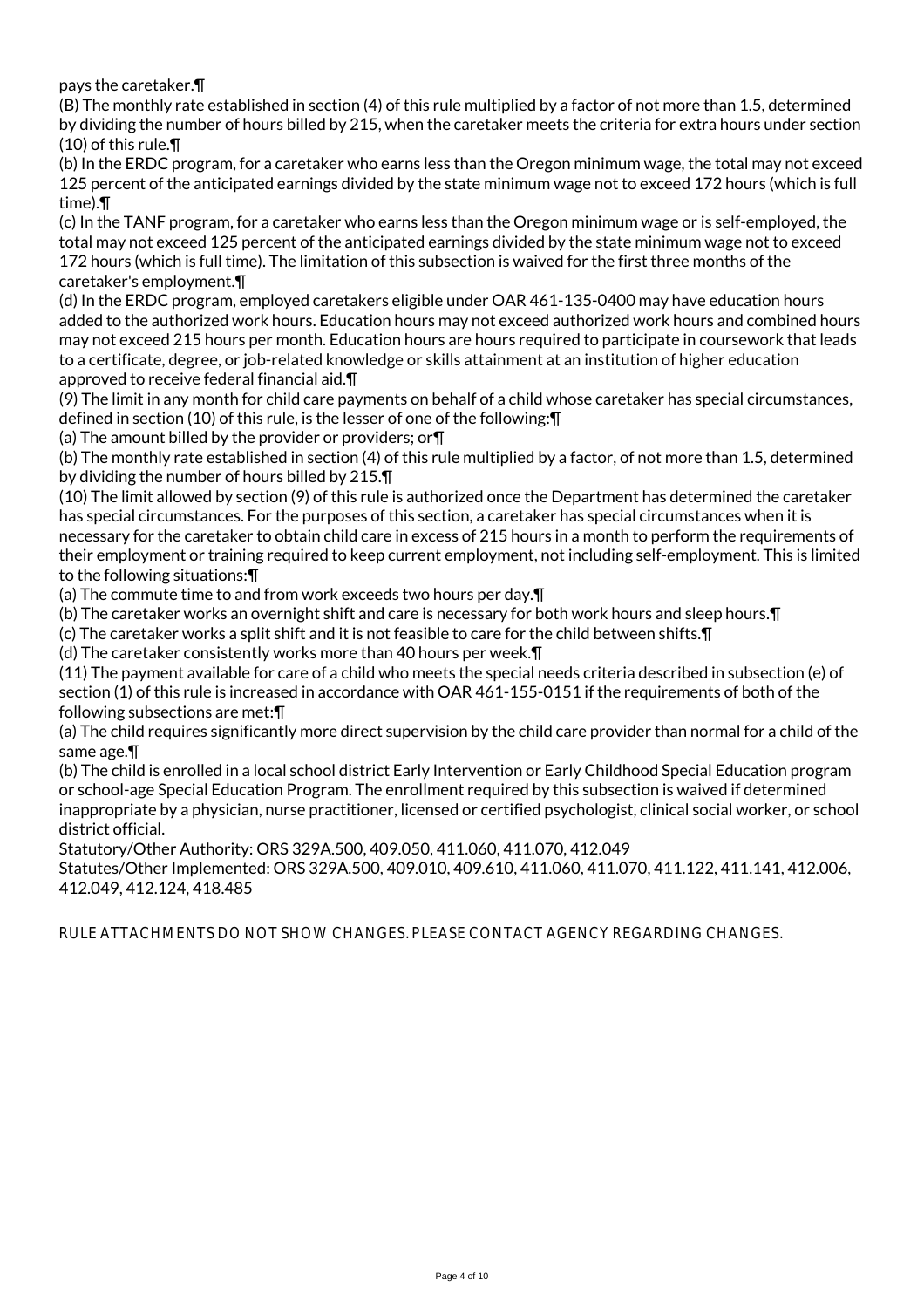pays the caretaker.¶

(B) The monthly rate established in section (4) of this rule multiplied by a factor of not more than 1.5, determined by dividing the number of hours billed by 215, when the caretaker meets the criteria for extra hours under section (10) of this rule.¶

(b) In the ERDC program, for a caretaker who earns less than the Oregon minimum wage, the total may not exceed 125 percent of the anticipated earnings divided by the state minimum wage not to exceed 172 hours (which is full time).¶

(c) In the TANF program, for a caretaker who earns less than the Oregon minimum wage or is self-employed, the total may not exceed 125 percent of the anticipated earnings divided by the state minimum wage not to exceed 172 hours (which is full time). The limitation of this subsection is waived for the first three months of the caretaker's employment.¶

(d) In the ERDC program, employed caretakers eligible under OAR 461-135-0400 may have education hours added to the authorized work hours. Education hours may not exceed authorized work hours and combined hours may not exceed 215 hours per month. Education hours are hours required to participate in coursework that leads to a certificate, degree, or job-related knowledge or skills attainment at an institution of higher education approved to receive federal financial aid.¶

(9) The limit in any month for child care payments on behalf of a child whose caretaker has special circumstances, defined in section (10) of this rule, is the lesser of one of the following:¶

(a) The amount billed by the provider or providers; or¶

(b) The monthly rate established in section (4) of this rule multiplied by a factor, of not more than 1.5, determined by dividing the number of hours billed by 215.¶

(10) The limit allowed by section (9) of this rule is authorized once the Department has determined the caretaker has special circumstances. For the purposes of this section, a caretaker has special circumstances when it is necessary for the caretaker to obtain child care in excess of 215 hours in a month to perform the requirements of their employment or training required to keep current employment, not including self-employment. This is limited to the following situations:¶

(a) The commute time to and from work exceeds two hours per day.¶

(b) The caretaker works an overnight shift and care is necessary for both work hours and sleep hours.¶

(c) The caretaker works a split shift and it is not feasible to care for the child between shifts.¶

(d) The caretaker consistently works more than 40 hours per week.¶

(11) The payment available for care of a child who meets the special needs criteria described in subsection (e) of section (1) of this rule is increased in accordance with OAR 461-155-0151 if the requirements of both of the following subsections are met:¶

(a) The child requires significantly more direct supervision by the child care provider than normal for a child of the same age.¶

(b) The child is enrolled in a local school district Early Intervention or Early Childhood Special Education program or school-age Special Education Program. The enrollment required by this subsection is waived if determined inappropriate by a physician, nurse practitioner, licensed or certified psychologist, clinical social worker, or school district official.

Statutory/Other Authority: ORS 329A.500, 409.050, 411.060, 411.070, 412.049

Statutes/Other Implemented: ORS 329A.500, 409.010, 409.610, 411.060, 411.070, 411.122, 411.141, 412.006, 412.049, 412.124, 418.485

RULE ATTACHMENTS DO NOT SHOW CHANGES. PLEASE CONTACT AGENCY REGARDING CHANGES.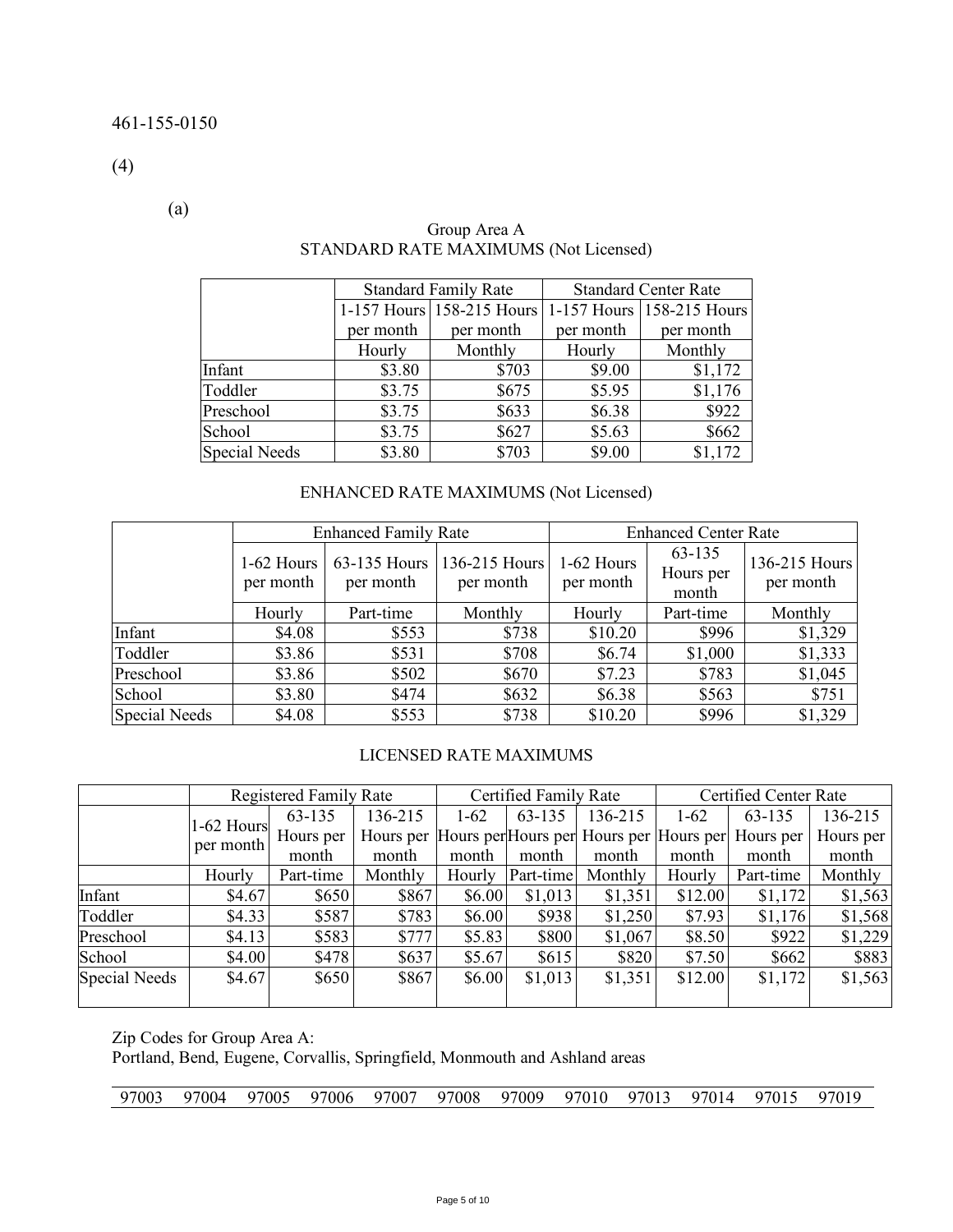461-155-0150

(4)

(a)

Group Area A
STANDARD RATE MAXIMUMS (Not Licensed)

| | Standard Family Rate | | Standard Center Rate | |
|---|---|---|---|---|
| | 1-157 Hours per month | 158-215 Hours per month | 1-157 Hours per month | 158-215 Hours per month |
| | Hourly | Monthly | Hourly | Monthly |
| Infant | $3.80 | $703 | $9.00 | $1,172 |
| Toddler | $3.75 | $675 | $5.95 | $1,176 |
| Preschool | $3.75 | $633 | $6.38 | $922 |
| School | $3.75 | $627 | $5.63 | $662 |
| Special Needs | $3.80 | $703 | $9.00 | $1,172 |

ENHANCED RATE MAXIMUMS (Not Licensed)

| | Enhanced Family Rate | | | Enhanced Center Rate | | |
|---|---|---|---|---|---|---|
| | 1-62 Hours per month | 63-135 Hours per month | 136-215 Hours per month | 1-62 Hours per month | 63-135 Hours per month | 136-215 Hours per month |
| | Hourly | Part-time | Monthly | Hourly | Part-time | Monthly |
| Infant | $4.08 | $553 | $738 | $10.20 | $996 | $1,329 |
| Toddler | $3.86 | $531 | $708 | $6.74 | $1,000 | $1,333 |
| Preschool | $3.86 | $502 | $670 | $7.23 | $783 | $1,045 |
| School | $3.80 | $474 | $632 | $6.38 | $563 | $751 |
| Special Needs | $4.08 | $553 | $738 | $10.20 | $996 | $1,329 |

LICENSED RATE MAXIMUMS

| | Registered Family Rate | | | Certified Family Rate | | | Certified Center Rate | | |
|---|---|---|---|---|---|---|---|---|---|
| | 1-62 Hours per month | 63-135 Hours per month | 136-215 Hours per month | 1-62 Hours per month | 63-135 Hours per month | 136-215 Hours per month | 1-62 Hours per month | 63-135 Hours per month | 136-215 Hours per month |
| | Hourly | Part-time | Monthly | Hourly | Part-time | Monthly | Hourly | Part-time | Monthly |
| Infant | $4.67 | $650 | $867 | $6.00 | $1,013 | $1,351 | $12.00 | $1,172 | $1,563 |
| Toddler | $4.33 | $587 | $783 | $6.00 | $938 | $1,250 | $7.93 | $1,176 | $1,568 |
| Preschool | $4.13 | $583 | $777 | $5.83 | $800 | $1,067 | $8.50 | $922 | $1,229 |
| School | $4.00 | $478 | $637 | $5.67 | $615 | $820 | $7.50 | $662 | $883 |
| Special Needs | $4.67 | $650 | $867 | $6.00 | $1,013 | $1,351 | $12.00 | $1,172 | $1,563 |

Zip Codes for Group Area A:
Portland, Bend, Eugene, Corvallis, Springfield, Monmouth and Ashland areas

| 97003 | 97004 | 97005 | 97006 | 97007 | 97008 | 97009 | 97010 | 97013 | 97014 | 97015 | 97019 |
|---|---|---|---|---|---|---|---|---|---|---|---|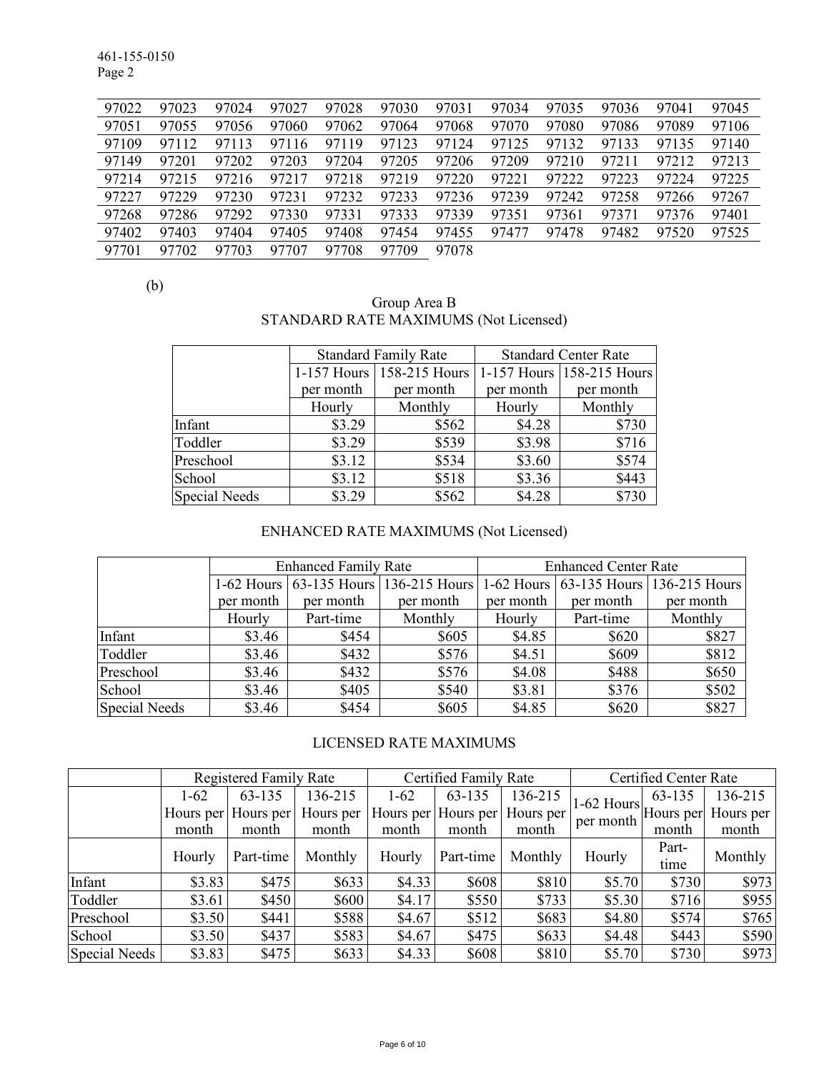| 97022 | 97023 | 97024 | 97027 | 97028 | 97030 | 97031 | 97034 | 97035 | 97036 | 97041 | 97045 |
|---|---|---|---|---|---|---|---|---|---|---|---|
| 97051 | 97055 | 97056 | 97060 | 97062 | 97064 | 97068 | 97070 | 97080 | 97086 | 97089 | 97106 |
| 97109 | 97112 | 97113 | 97116 | 97119 | 97123 | 97124 | 97125 | 97132 | 97133 | 97135 | 97140 |
| 97149 | 97201 | 97202 | 97203 | 97204 | 97205 | 97206 | 97209 | 97210 | 97211 | 97212 | 97213 |
| 97214 | 97215 | 97216 | 97217 | 97218 | 97219 | 97220 | 97221 | 97222 | 97223 | 97224 | 97225 |
| 97227 | 97229 | 97230 | 97231 | 97232 | 97233 | 97236 | 97239 | 97242 | 97258 | 97266 | 97267 |
| 97268 | 97286 | 97292 | 97330 | 97331 | 97333 | 97339 | 97351 | 97361 | 97371 | 97376 | 97401 |
| 97402 | 97403 | 97404 | 97405 | 97408 | 97454 | 97455 | 97477 | 97478 | 97482 | 97520 | 97525 |
| 97701 | 97702 | 97703 | 97707 | 97708 | 97709 | 97078 | | | | | |

(b)

Group Area B

STANDARD RATE MAXIMUMS (Not Licensed)

| | Standard Family Rate | | Standard Center Rate | |
|---|---|---|---|---|
| | 1-157 Hours per month | 158-215 Hours per month | 1-157 Hours per month | 158-215 Hours per month |
| | Hourly | Monthly | Hourly | Monthly |
| Infant | $3.29 | $562 | $4.28 | $730 |
| Toddler | $3.29 | $539 | $3.98 | $716 |
| Preschool | $3.12 | $534 | $3.60 | $574 |
| School | $3.12 | $518 | $3.36 | $443 |
| Special Needs | $3.29 | $562 | $4.28 | $730 |

ENHANCED RATE MAXIMUMS (Not Licensed)

| | Enhanced Family Rate | | | Enhanced Center Rate | | |
|---|---|---|---|---|---|---|
| | 1-62 Hours per month | 63-135 Hours per month | 136-215 Hours per month | 1-62 Hours per month | 63-135 Hours per month | 136-215 Hours per month |
| | Hourly | Part-time | Monthly | Hourly | Part-time | Monthly |
| Infant | $3.46 | $454 | $605 | $4.85 | $620 | $827 |
| Toddler | $3.46 | $432 | $576 | $4.51 | $609 | $812 |
| Preschool | $3.46 | $432 | $576 | $4.08 | $488 | $650 |
| School | $3.46 | $405 | $540 | $3.81 | $376 | $502 |
| Special Needs | $3.46 | $454 | $605 | $4.85 | $620 | $827 |

LICENSED RATE MAXIMUMS

| | Registered Family Rate | | | Certified Family Rate | | | Certified Center Rate | | |
|---|---|---|---|---|---|---|---|---|---|
| | 1-62 Hours per month | 63-135 Hours per month | 136-215 Hours per month | 1-62 Hours per month | 63-135 Hours per month | 136-215 Hours per month | 1-62 Hours per month | 63-135 Hours per month | 136-215 Hours per month |
| | Hourly | Part-time | Monthly | Hourly | Part-time | Monthly | Hourly | Part-time | Monthly |
| Infant | $3.83 | $475 | $633 | $4.33 | $608 | $810 | $5.70 | $730 | $973 |
| Toddler | $3.61 | $450 | $600 | $4.17 | $550 | $733 | $5.30 | $716 | $955 |
| Preschool | $3.50 | $441 | $588 | $4.67 | $512 | $683 | $4.80 | $574 | $765 |
| School | $3.50 | $437 | $583 | $4.67 | $475 | $633 | $4.48 | $443 | $590 |
| Special Needs | $3.83 | $475 | $633 | $4.33 | $608 | $810 | $5.70 | $730 | $973 |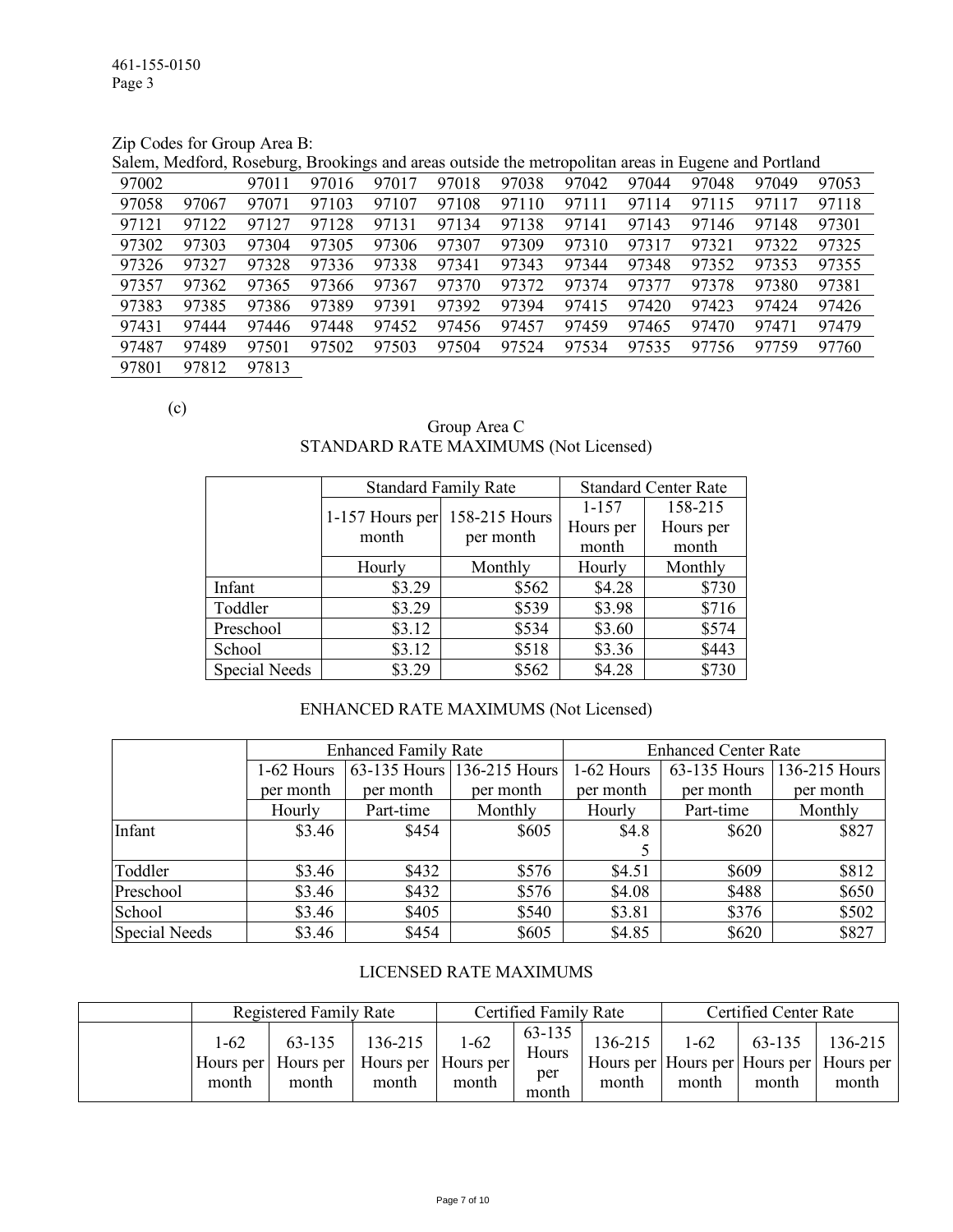Zip Codes for Group Area B:

Salem, Medford, Roseburg, Brookings and areas outside the metropolitan areas in Eugene and Portland

| | | | | | | | | | | |
|---|---|---|---|---|---|---|---|---|---|---|
| 97002 | | 97011 | 97016 | 97017 | 97018 | 97038 | 97042 | 97044 | 97048 | 97049 | 97053 |
| 97058 | 97067 | 97071 | 97103 | 97107 | 97108 | 97110 | 97111 | 97114 | 97115 | 97117 | 97118 |
| 97121 | 97122 | 97127 | 97128 | 97131 | 97134 | 97138 | 97141 | 97143 | 97146 | 97148 | 97301 |
| 97302 | 97303 | 97304 | 97305 | 97306 | 97307 | 97309 | 97310 | 97317 | 97321 | 97322 | 97325 |
| 97326 | 97327 | 97328 | 97336 | 97338 | 97341 | 97343 | 97344 | 97348 | 97352 | 97353 | 97355 |
| 97357 | 97362 | 97365 | 97366 | 97367 | 97370 | 97372 | 97374 | 97377 | 97378 | 97380 | 97381 |
| 97383 | 97385 | 97386 | 97389 | 97391 | 97392 | 97394 | 97415 | 97420 | 97423 | 97424 | 97426 |
| 97431 | 97444 | 97446 | 97448 | 97452 | 97456 | 97457 | 97459 | 97465 | 97470 | 97471 | 97479 |
| 97487 | 97489 | 97501 | 97502 | 97503 | 97504 | 97524 | 97534 | 97535 | 97756 | 97759 | 97760 |
| 97801 | 97812 | 97813 | | | | | | | | | |

(c)

Group Area C

STANDARD RATE MAXIMUMS (Not Licensed)

| | Standard Family Rate | | Standard Center Rate | |
|---|---|---|---|---|
| | 1-157 Hours per month | 158-215 Hours per month | 1-157 Hours per month | 158-215 Hours per month |
| | Hourly | Monthly | Hourly | Monthly |
| Infant | $3.29 | $562 | $4.28 | $730 |
| Toddler | $3.29 | $539 | $3.98 | $716 |
| Preschool | $3.12 | $534 | $3.60 | $574 |
| School | $3.12 | $518 | $3.36 | $443 |
| Special Needs | $3.29 | $562 | $4.28 | $730 |

ENHANCED RATE MAXIMUMS (Not Licensed)

| | Enhanced Family Rate | | | Enhanced Center Rate | | |
|---|---|---|---|---|---|---|
| | 1-62 Hours per month | 63-135 Hours per month | 136-215 Hours per month | 1-62 Hours per month | 63-135 Hours per month | 136-215 Hours per month |
| | Hourly | Part-time | Monthly | Hourly | Part-time | Monthly |
| Infant | $3.46 | $454 | $605 | $4.85 | $620 | $827 |
| Toddler | $3.46 | $432 | $576 | $4.51 | $609 | $812 |
| Preschool | $3.46 | $432 | $576 | $4.08 | $488 | $650 |
| School | $3.46 | $405 | $540 | $3.81 | $376 | $502 |
| Special Needs | $3.46 | $454 | $605 | $4.85 | $620 | $827 |

LICENSED RATE MAXIMUMS

| | Registered Family Rate | | | Certified Family Rate | | | Certified Center Rate | | |
|---|---|---|---|---|---|---|---|---|---|
| | 1-62 Hours per month | 63-135 Hours per month | 136-215 Hours per month | 1-62 Hours per month | 63-135 Hours per month | 136-215 Hours per month | 1-62 Hours per month | 63-135 Hours per month | 136-215 Hours per month |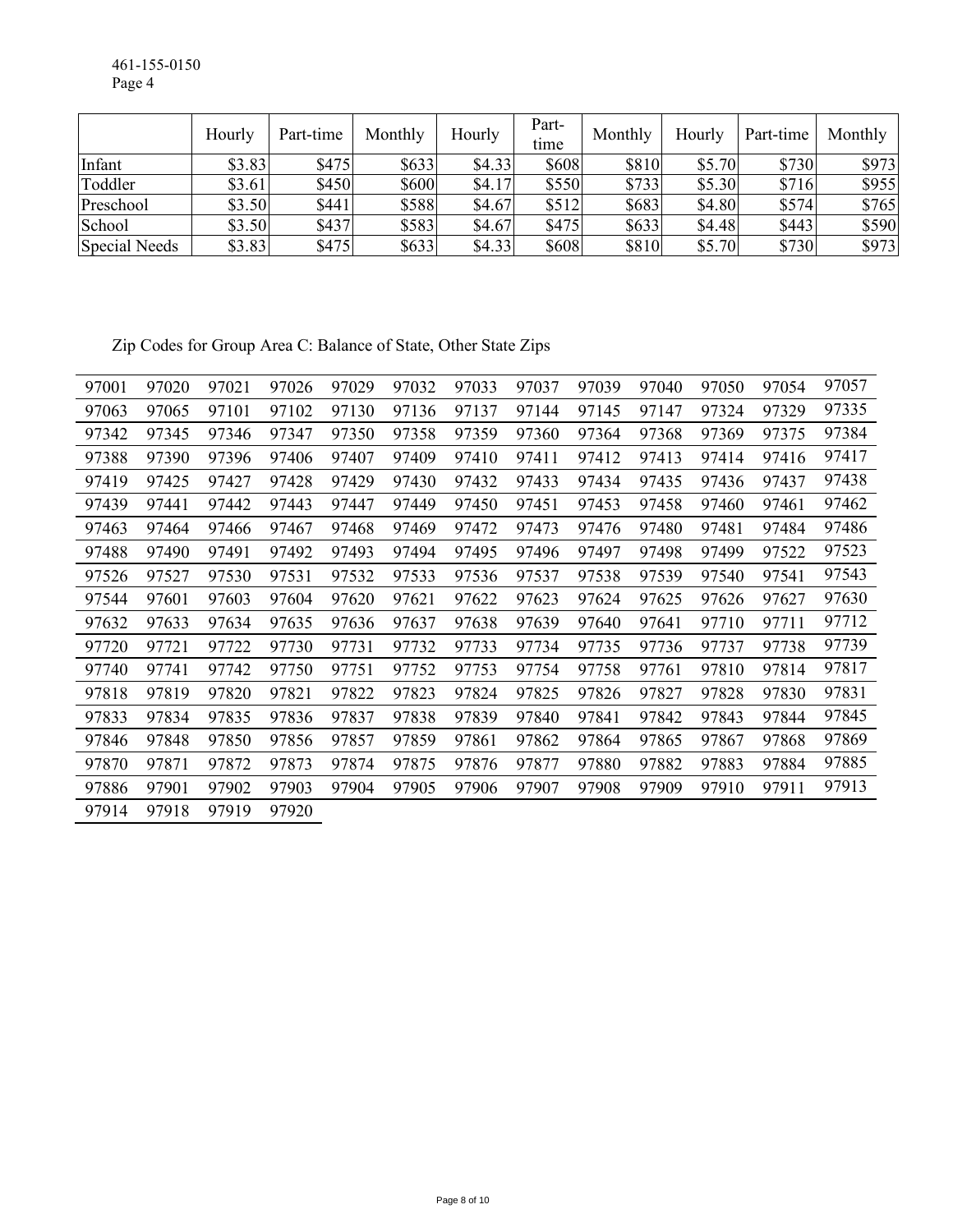|  | Hourly | Part-time | Monthly | Hourly | Part-time | Monthly | Hourly | Part-time | Monthly |
|---|---|---|---|---|---|---|---|---|---|
| Infant | $3.83 | $475 | $633 | $4.33 | $608 | $810 | $5.70 | $730 | $973 |
| Toddler | $3.61 | $450 | $600 | $4.17 | $550 | $733 | $5.30 | $716 | $955 |
| Preschool | $3.50 | $441 | $588 | $4.67 | $512 | $683 | $4.80 | $574 | $765 |
| School | $3.50 | $437 | $583 | $4.67 | $475 | $633 | $4.48 | $443 | $590 |
| Special Needs | $3.83 | $475 | $633 | $4.33 | $608 | $810 | $5.70 | $730 | $973 |

Zip Codes for Group Area C: Balance of State, Other State Zips

| | | | | | | | | | | | | |
|---|---|---|---|---|---|---|---|---|---|---|---|---|
| 97001 | 97020 | 97021 | 97026 | 97029 | 97032 | 97033 | 97037 | 97039 | 97040 | 97050 | 97054 | 97057 |
| 97063 | 97065 | 97101 | 97102 | 97130 | 97136 | 97137 | 97144 | 97145 | 97147 | 97324 | 97329 | 97335 |
| 97342 | 97345 | 97346 | 97347 | 97350 | 97358 | 97359 | 97360 | 97364 | 97368 | 97369 | 97375 | 97384 |
| 97388 | 97390 | 97396 | 97406 | 97407 | 97409 | 97410 | 97411 | 97412 | 97413 | 97414 | 97416 | 97417 |
| 97419 | 97425 | 97427 | 97428 | 97429 | 97430 | 97432 | 97433 | 97434 | 97435 | 97436 | 97437 | 97438 |
| 97439 | 97441 | 97442 | 97443 | 97447 | 97449 | 97450 | 97451 | 97453 | 97458 | 97460 | 97461 | 97462 |
| 97463 | 97464 | 97466 | 97467 | 97468 | 97469 | 97472 | 97473 | 97476 | 97480 | 97481 | 97484 | 97486 |
| 97488 | 97490 | 97491 | 97492 | 97493 | 97494 | 97495 | 97496 | 97497 | 97498 | 97499 | 97522 | 97523 |
| 97526 | 97527 | 97530 | 97531 | 97532 | 97533 | 97536 | 97537 | 97538 | 97539 | 97540 | 97541 | 97543 |
| 97544 | 97601 | 97603 | 97604 | 97620 | 97621 | 97622 | 97623 | 97624 | 97625 | 97626 | 97627 | 97630 |
| 97632 | 97633 | 97634 | 97635 | 97636 | 97637 | 97638 | 97639 | 97640 | 97641 | 97710 | 97711 | 97712 |
| 97720 | 97721 | 97722 | 97730 | 97731 | 97732 | 97733 | 97734 | 97735 | 97736 | 97737 | 97738 | 97739 |
| 97740 | 97741 | 97742 | 97750 | 97751 | 97752 | 97753 | 97754 | 97758 | 97761 | 97810 | 97814 | 97817 |
| 97818 | 97819 | 97820 | 97821 | 97822 | 97823 | 97824 | 97825 | 97826 | 97827 | 97828 | 97830 | 97831 |
| 97833 | 97834 | 97835 | 97836 | 97837 | 97838 | 97839 | 97840 | 97841 | 97842 | 97843 | 97844 | 97845 |
| 97846 | 97848 | 97850 | 97856 | 97857 | 97859 | 97861 | 97862 | 97864 | 97865 | 97867 | 97868 | 97869 |
| 97870 | 97871 | 97872 | 97873 | 97874 | 97875 | 97876 | 97877 | 97880 | 97882 | 97883 | 97884 | 97885 |
| 97886 | 97901 | 97902 | 97903 | 97904 | 97905 | 97906 | 97907 | 97908 | 97909 | 97910 | 97911 | 97913 |
| 97914 | 97918 | 97919 | 97920 | | | | | | | | | |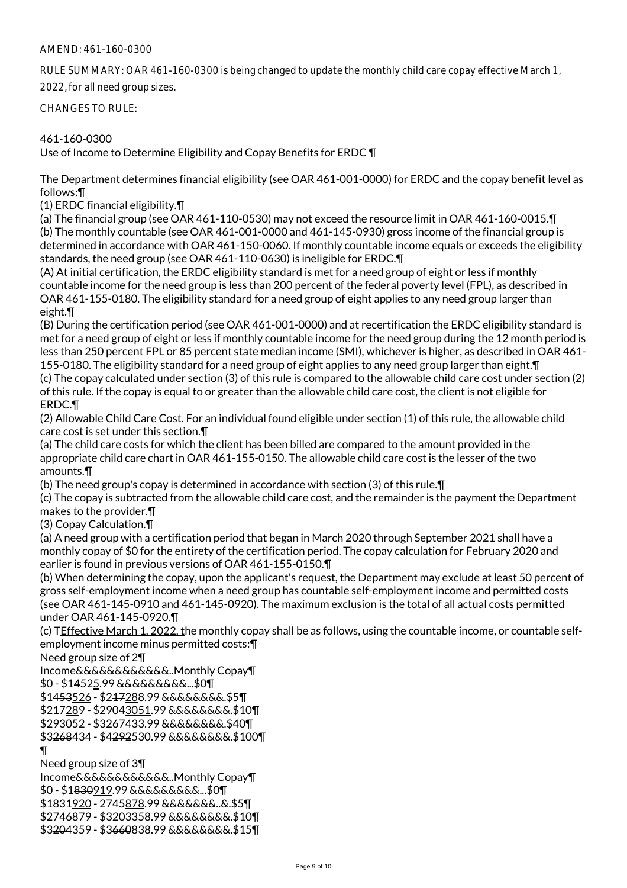AMEND: 461-160-0300

RULE SUMMARY: OAR 461-160-0300 is being changed to update the monthly child care copay effective March 1, 2022, for all need group sizes.

CHANGES TO RULE:

461-160-0300
Use of Income to Determine Eligibility and Copay Benefits for ERDC ¶

The Department determines financial eligibility (see OAR 461-001-0000) for ERDC and the copay benefit level as follows:¶
(1) ERDC financial eligibility.¶
(a) The financial group (see OAR 461-110-0530) may not exceed the resource limit in OAR 461-160-0015.¶
(b) The monthly countable (see OAR 461-001-0000 and 461-145-0930) gross income of the financial group is determined in accordance with OAR 461-150-0060. If monthly countable income equals or exceeds the eligibility standards, the need group (see OAR 461-110-0630) is ineligible for ERDC.¶
(A) At initial certification, the ERDC eligibility standard is met for a need group of eight or less if monthly countable income for the need group is less than 200 percent of the federal poverty level (FPL), as described in OAR 461-155-0180. The eligibility standard for a need group of eight applies to any need group larger than eight.¶
(B) During the certification period (see OAR 461-001-0000) and at recertification the ERDC eligibility standard is met for a need group of eight or less if monthly countable income for the need group during the 12 month period is less than 250 percent FPL or 85 percent state median income (SMI), whichever is higher, as described in OAR 461-155-0180. The eligibility standard for a need group of eight applies to any need group larger than eight.¶
(c) The copay calculated under section (3) of this rule is compared to the allowable child care cost under section (2) of this rule. If the copay is equal to or greater than the allowable child care cost, the client is not eligible for ERDC.¶
(2) Allowable Child Care Cost. For an individual found eligible under section (1) of this rule, the allowable child care cost is set under this section.¶
(a) The child care costs for which the client has been billed are compared to the amount provided in the appropriate child care chart in OAR 461-155-0150. The allowable child care cost is the lesser of the two amounts.¶
(b) The need group's copay is determined in accordance with section (3) of this rule.¶
(c) The copay is subtracted from the allowable child care cost, and the remainder is the payment the Department makes to the provider.¶
(3) Copay Calculation.¶
(a) A need group with a certification period that began in March 2020 through September 2021 shall have a monthly copay of $0 for the entirety of the certification period. The copay calculation for February 2020 and earlier is found in previous versions of OAR 461-155-0150.¶
(b) When determining the copay, upon the applicant's request, the Department may exclude at least 50 percent of gross self-employment income when a need group has countable self-employment income and permitted costs (see OAR 461-145-0910 and 461-145-0920). The maximum exclusion is the total of all actual costs permitted under OAR 461-145-0920.¶
(c) TEffective March 1, 2022, the monthly copay shall be as follows, using the countable income, or countable self-employment income minus permitted costs:¶
Need group size of 2¶
Income&&&&&&&&&&&..Monthly Copay¶
$0 - $14525.99 &&&&&&&&&...$0¶
$1453526 - $217288.99 &&&&&&&&.$5¶
$217289 - $29043051.99 &&&&&&&&.$10¶
$293052 - $3267433.99 &&&&&&&&.$40¶
$3268434 - $4292530.99 &&&&&&&&.$100¶
¶
Need group size of 3¶
Income&&&&&&&&&&&..Monthly Copay¶
$0 - $1830919.99 &&&&&&&&&...$0¶
$1831920 - 2745878.99 &&&&&&&..&.$5¶
$2746879 - $3203358.99 &&&&&&&&.$10¶
$3204359 - $3660838.99 &&&&&&&&.$15¶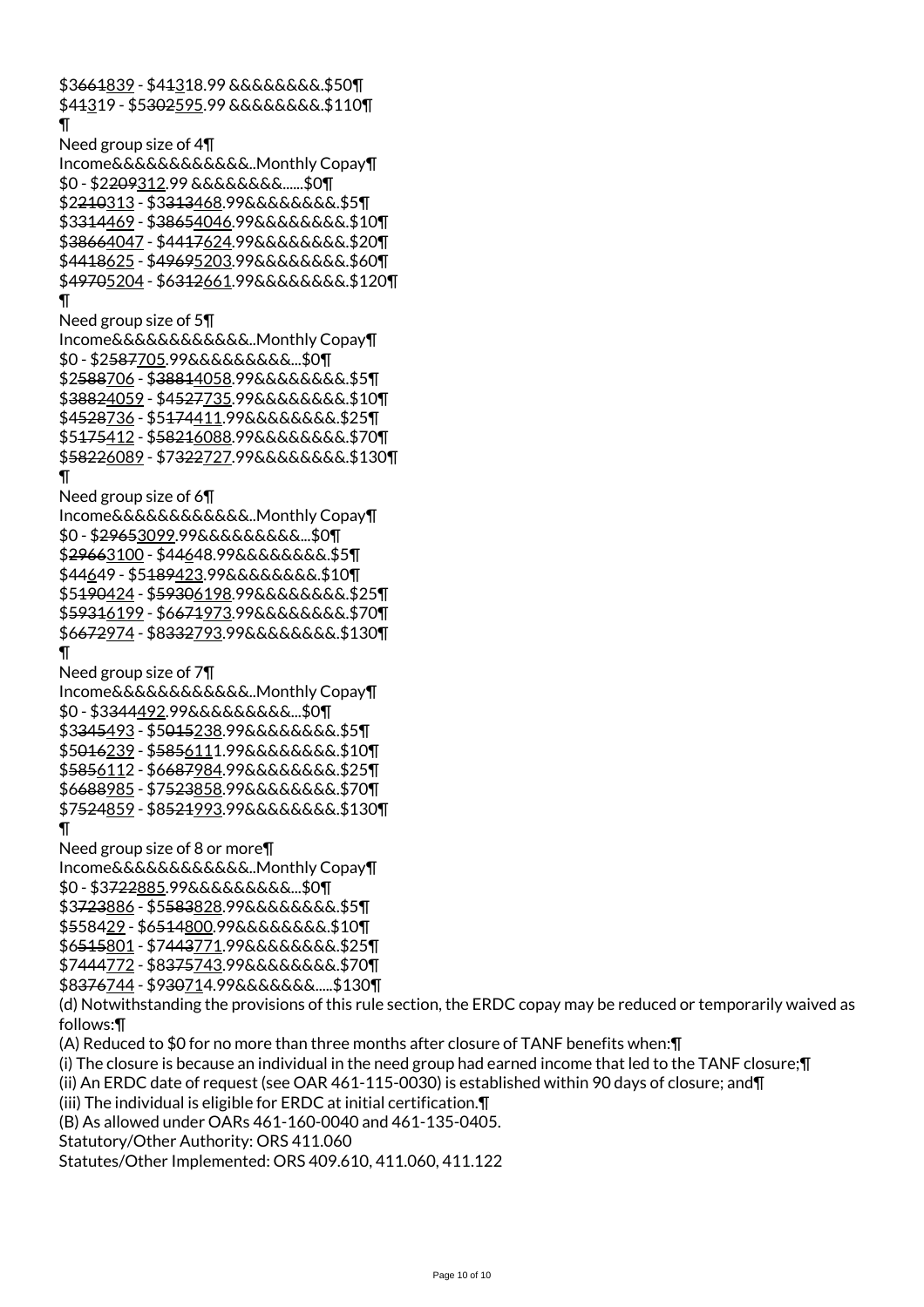$3661839 - $41318.99 &&&&&&&&.$50¶
$41319 - $5302595.99 &&&&&&&&.$110¶
¶
Need group size of 4¶
Income&&&&&&&&&&&..Monthly Copay¶
$0 - $2209312.99 &&&&&&&&......$0¶
$2210313 - $3313468.99&&&&&&&&.$5¶
$3314469 - $38654046.99&&&&&&&&.$10¶
$38664047 - $4417624.99&&&&&&&&.$20¶
$4418625 - $49695203.99&&&&&&&&.$60¶
$49705204 - $6312661.99&&&&&&&&.$120¶
¶
Need group size of 5¶
Income&&&&&&&&&&&..Monthly Copay¶
$0 - $2587705.99&&&&&&&&&...$0¶
$2588706 - $38814058.99&&&&&&&&.$5¶
$38824059 - $4527735.99&&&&&&&&.$10¶
$4528736 - $5174411.99&&&&&&&&.$25¶
$5175412 - $58216088.99&&&&&&&&.$70¶
$58226089 - $7322727.99&&&&&&&&.$130¶
¶
Need group size of 6¶
Income&&&&&&&&&&&..Monthly Copay¶
$0 - $29653099.99&&&&&&&&&...$0¶
$29663100 - $44648.99&&&&&&&&.$5¶
$44649 - $5189423.99&&&&&&&&.$10¶
$5190424 - $59306198.99&&&&&&&&.$25¶
$59316199 - $6671973.99&&&&&&&&.$70¶
$6672974 - $8332793.99&&&&&&&&.$130¶
¶
Need group size of 7¶
Income&&&&&&&&&&&..Monthly Copay¶
$0 - $3344492.99&&&&&&&&&...$0¶
$3345493 - $5015238.99&&&&&&&&.$5¶
$5016239 - $5856111.99&&&&&&&&.$10¶
$5856112 - $6687984.99&&&&&&&&.$25¶
$6688985 - $7523858.99&&&&&&&&.$70¶
$7524859 - $8521993.99&&&&&&&&.$130¶
¶
Need group size of 8 or more¶
Income&&&&&&&&&&&..Monthly Copay¶
$0 - $3722885.99&&&&&&&&&...$0¶
$3723886 - $5583828.99&&&&&&&&.$5¶
$558429 - $6514800.99&&&&&&&&.$10¶
$6515801 - $7443771.99&&&&&&&&.$25¶
$7444772 - $8375743.99&&&&&&&&.$70¶
$8376744 - $930714.99&&&&&&&.....$130¶

(d) Notwithstanding the provisions of this rule section, the ERDC copay may be reduced or temporarily waived as follows:¶

(A) Reduced to $0 for no more than three months after closure of TANF benefits when:¶

(i) The closure is because an individual in the need group had earned income that led to the TANF closure;¶

(ii) An ERDC date of request (see OAR 461-115-0030) is established within 90 days of closure; and¶

(iii) The individual is eligible for ERDC at initial certification.¶

(B) As allowed under OARs 461-160-0040 and 461-135-0405.

Statutory/Other Authority: ORS 411.060

Statutes/Other Implemented: ORS 409.610, 411.060, 411.122